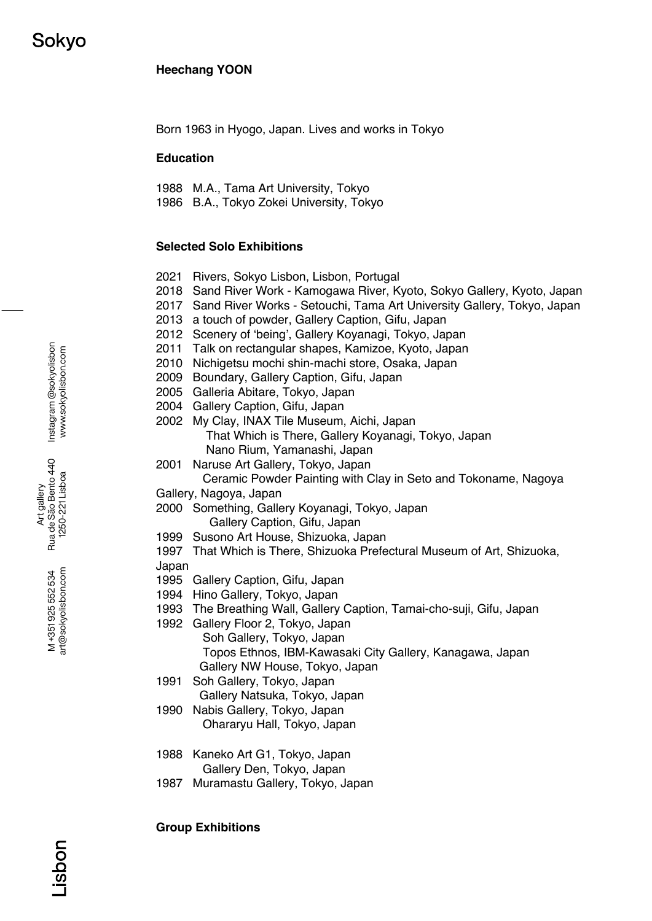Sokyo

**Heechang YOON**

Born 1963 in Hyogo, Japan. Lives and works in Tokyo

**Education**

1988 M.A., Tama Art University, Tokyo
1986 B.A., Tokyo Zokei University, Tokyo

**Selected Solo Exhibitions**

2021 Rivers, Sokyo Lisbon, Lisbon, Portugal
2018 Sand River Work - Kamogawa River, Kyoto, Sokyo Gallery, Kyoto, Japan
2017 Sand River Works - Setouchi, Tama Art University Gallery, Tokyo, Japan
2013 a touch of powder, Gallery Caption, Gifu, Japan
2012 Scenery of 'being', Gallery Koyanagi, Tokyo, Japan
2011 Talk on rectangular shapes, Kamizoe, Kyoto, Japan
2010 Nichigetsu mochi shin-machi store, Osaka, Japan
2009 Boundary, Gallery Caption, Gifu, Japan
2005 Galleria Abitare, Tokyo, Japan
2004 Gallery Caption, Gifu, Japan
2002 My Clay, INAX Tile Museum, Aichi, Japan
That Which is There, Gallery Koyanagi, Tokyo, Japan
Nano Rium, Yamanashi, Japan
2001 Naruse Art Gallery, Tokyo, Japan
Ceramic Powder Painting with Clay in Seto and Tokoname, Nagoya Gallery, Nagoya, Japan
2000 Something, Gallery Koyanagi, Tokyo, Japan
Gallery Caption, Gifu, Japan
1999 Susono Art House, Shizuoka, Japan
1997 That Which is There, Shizuoka Prefectural Museum of Art, Shizuoka, Japan
1995 Gallery Caption, Gifu, Japan
1994 Hino Gallery, Tokyo, Japan
1993 The Breathing Wall, Gallery Caption, Tamai-cho-suji, Gifu, Japan
1992 Gallery Floor 2, Tokyo, Japan
Soh Gallery, Tokyo, Japan
Topos Ethnos, IBM-Kawasaki City Gallery, Kanagawa, Japan
Gallery NW House, Tokyo, Japan
1991 Soh Gallery, Tokyo, Japan
Gallery Natsuka, Tokyo, Japan
1990 Nabis Gallery, Tokyo, Japan
Ohararyu Hall, Tokyo, Japan

1988 Kaneko Art G1, Tokyo, Japan
Gallery Den, Tokyo, Japan
1987 Muramastu Gallery, Tokyo, Japan

**Group Exhibitions**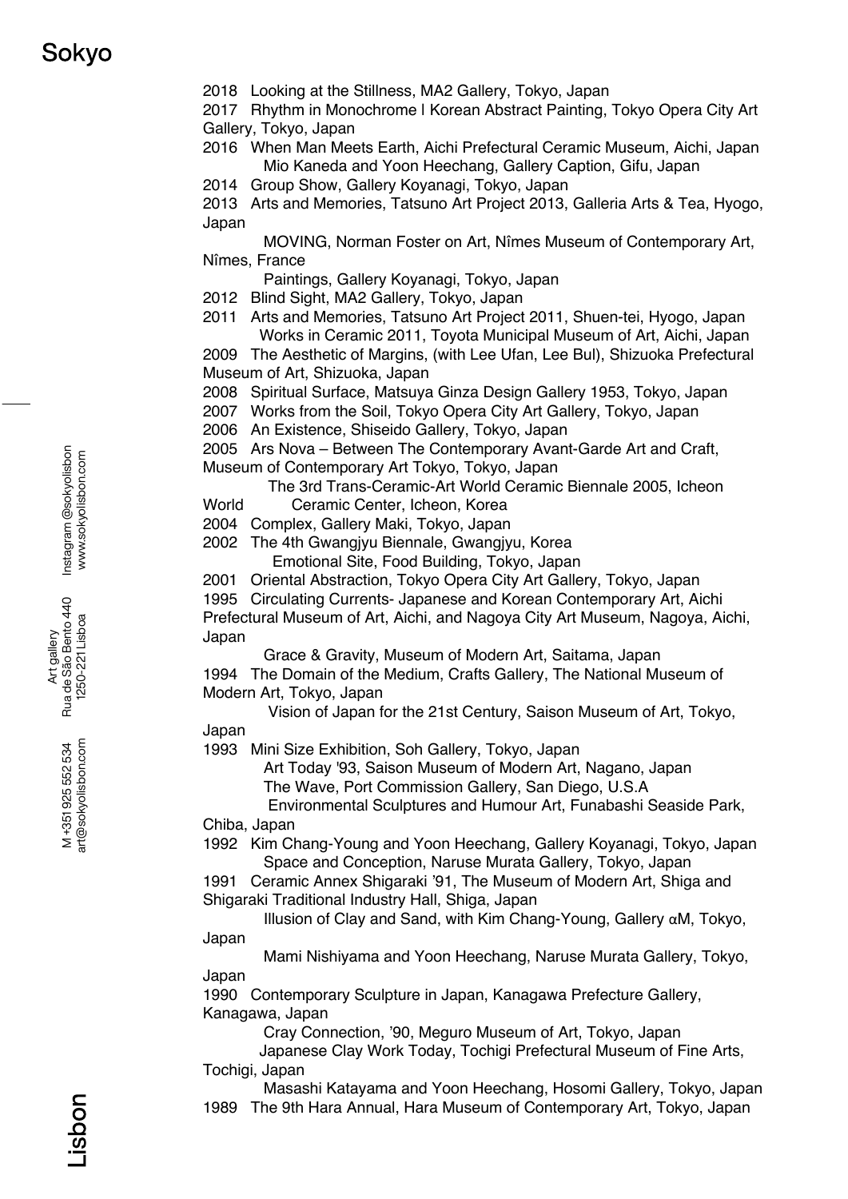2018 Looking at the Stillness, MA2 Gallery, Tokyo, Japan

2017 Rhythm in Monochrome | Korean Abstract Painting, Tokyo Opera City Art Gallery, Tokyo, Japan

2016 When Man Meets Earth, Aichi Prefectural Ceramic Museum, Aichi, Japan
Mio Kaneda and Yoon Heechang, Gallery Caption, Gifu, Japan

2014 Group Show, Gallery Koyanagi, Tokyo, Japan

2013 Arts and Memories, Tatsuno Art Project 2013, Galleria Arts & Tea, Hyogo, Japan
MOVING, Norman Foster on Art, Nîmes Museum of Contemporary Art, Nîmes, France
Paintings, Gallery Koyanagi, Tokyo, Japan

2012 Blind Sight, MA2 Gallery, Tokyo, Japan

2011 Arts and Memories, Tatsuno Art Project 2011, Shuen-tei, Hyogo, Japan
Works in Ceramic 2011, Toyota Municipal Museum of Art, Aichi, Japan

2009 The Aesthetic of Margins, (with Lee Ufan, Lee Bul), Shizuoka Prefectural Museum of Art, Shizuoka, Japan

2008 Spiritual Surface, Matsuya Ginza Design Gallery 1953, Tokyo, Japan

2007 Works from the Soil, Tokyo Opera City Art Gallery, Tokyo, Japan

2006 An Existence, Shiseido Gallery, Tokyo, Japan

2005 Ars Nova – Between The Contemporary Avant-Garde Art and Craft, Museum of Contemporary Art Tokyo, Tokyo, Japan
The 3rd Trans-Ceramic-Art World Ceramic Biennale 2005, Icheon World Ceramic Center, Icheon, Korea

2004 Complex, Gallery Maki, Tokyo, Japan

2002 The 4th Gwangjyu Biennale, Gwangjyu, Korea
Emotional Site, Food Building, Tokyo, Japan

2001 Oriental Abstraction, Tokyo Opera City Art Gallery, Tokyo, Japan

1995 Circulating Currents- Japanese and Korean Contemporary Art, Aichi Prefectural Museum of Art, Aichi, and Nagoya City Art Museum, Nagoya, Aichi, Japan
Grace & Gravity, Museum of Modern Art, Saitama, Japan

1994 The Domain of the Medium, Crafts Gallery, The National Museum of Modern Art, Tokyo, Japan
Vision of Japan for the 21st Century, Saison Museum of Art, Tokyo, Japan

1993 Mini Size Exhibition, Soh Gallery, Tokyo, Japan
Art Today '93, Saison Museum of Modern Art, Nagano, Japan
The Wave, Port Commission Gallery, San Diego, U.S.A
Environmental Sculptures and Humour Art, Funabashi Seaside Park, Chiba, Japan

1992 Kim Chang-Young and Yoon Heechang, Gallery Koyanagi, Tokyo, Japan
Space and Conception, Naruse Murata Gallery, Tokyo, Japan

1991 Ceramic Annex Shigaraki '91, The Museum of Modern Art, Shiga and Shigaraki Traditional Industry Hall, Shiga, Japan
Illusion of Clay and Sand, with Kim Chang-Young, Gallery αM, Tokyo, Japan
Mami Nishiyama and Yoon Heechang, Naruse Murata Gallery, Tokyo, Japan

1990 Contemporary Sculpture in Japan, Kanagawa Prefecture Gallery, Kanagawa, Japan
Cray Connection, '90, Meguro Museum of Art, Tokyo, Japan
Japanese Clay Work Today, Tochigi Prefectural Museum of Fine Arts, Tochigi, Japan
Masashi Katayama and Yoon Heechang, Hosomi Gallery, Tokyo, Japan

1989 The 9th Hara Annual, Hara Museum of Contemporary Art, Tokyo, Japan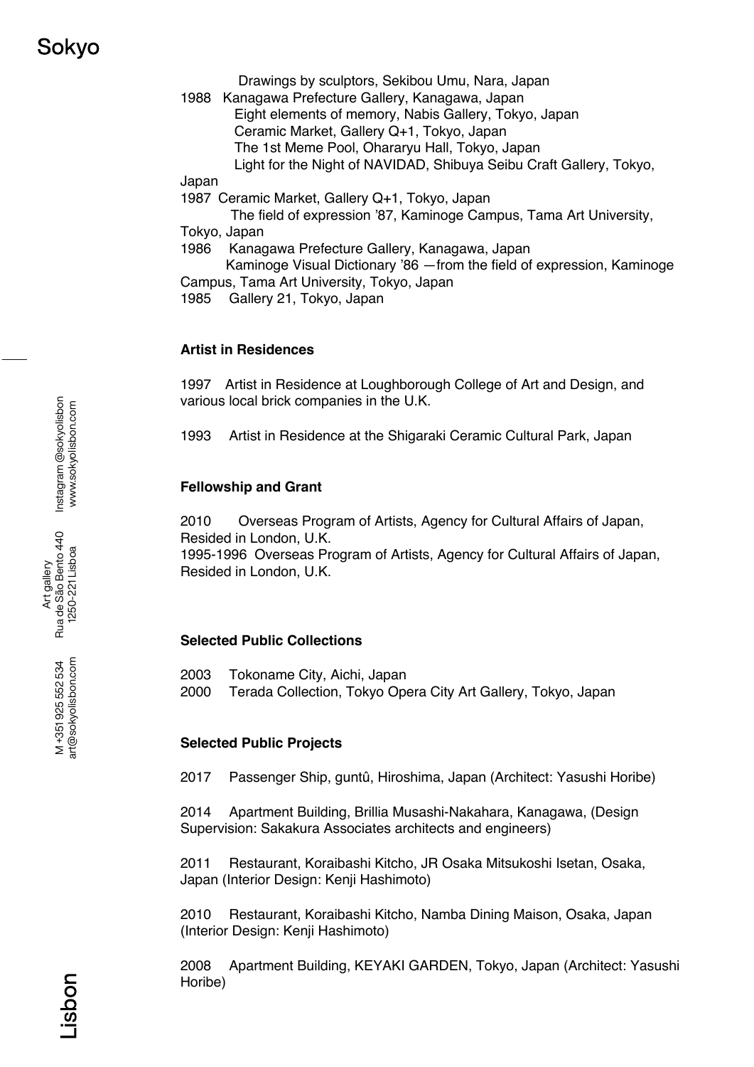Drawings by sculptors, Sekibou Umu, Nara, Japan

1988 Kanagawa Prefecture Gallery, Kanagawa, Japan
Eight elements of memory, Nabis Gallery, Tokyo, Japan
Ceramic Market, Gallery Q+1, Tokyo, Japan
The 1st Meme Pool, Ohararyu Hall, Tokyo, Japan
Light for the Night of NAVIDAD, Shibuya Seibu Craft Gallery, Tokyo, Japan

1987 Ceramic Market, Gallery Q+1, Tokyo, Japan
The field of expression '87, Kaminoge Campus, Tama Art University, Tokyo, Japan

1986 Kanagawa Prefecture Gallery, Kanagawa, Japan
Kaminoge Visual Dictionary '86 —from the field of expression, Kaminoge Campus, Tama Art University, Tokyo, Japan

1985 Gallery 21, Tokyo, Japan

**Artist in Residences**

1997 Artist in Residence at Loughborough College of Art and Design, and various local brick companies in the U.K.

1993 Artist in Residence at the Shigaraki Ceramic Cultural Park, Japan

**Fellowship and Grant**

2010 Overseas Program of Artists, Agency for Cultural Affairs of Japan, Resided in London, U.K.
1995-1996 Overseas Program of Artists, Agency for Cultural Affairs of Japan, Resided in London, U.K.

**Selected Public Collections**

2003 Tokoname City, Aichi, Japan
2000 Terada Collection, Tokyo Opera City Art Gallery, Tokyo, Japan

**Selected Public Projects**

2017 Passenger Ship, guntû, Hiroshima, Japan (Architect: Yasushi Horibe)

2014 Apartment Building, Brillia Musashi-Nakahara, Kanagawa, (Design Supervision: Sakakura Associates architects and engineers)

2011 Restaurant, Koraibashi Kitcho, JR Osaka Mitsukoshi Isetan, Osaka, Japan (Interior Design: Kenji Hashimoto)

2010 Restaurant, Koraibashi Kitcho, Namba Dining Maison, Osaka, Japan (Interior Design: Kenji Hashimoto)

2008 Apartment Building, KEYAKI GARDEN, Tokyo, Japan (Architect: Yasushi Horibe)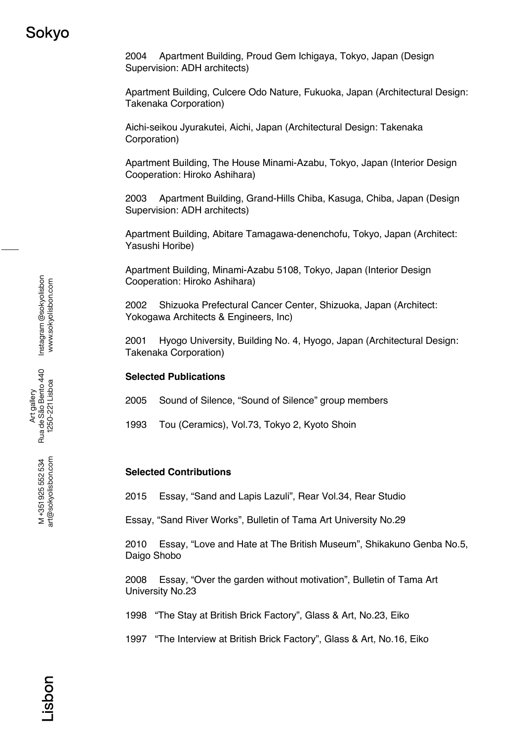2004 Apartment Building, Proud Gem Ichigaya, Tokyo, Japan (Design Supervision: ADH architects)

Apartment Building, Culcere Odo Nature, Fukuoka, Japan (Architectural Design: Takenaka Corporation)

Aichi-seikou Jyurakutei, Aichi, Japan (Architectural Design: Takenaka Corporation)

Apartment Building, The House Minami-Azabu, Tokyo, Japan (Interior Design Cooperation: Hiroko Ashihara)

2003 Apartment Building, Grand-Hills Chiba, Kasuga, Chiba, Japan (Design Supervision: ADH architects)

Apartment Building, Abitare Tamagawa-denenchofu, Tokyo, Japan (Architect: Yasushi Horibe)

Apartment Building, Minami-Azabu 5108, Tokyo, Japan (Interior Design Cooperation: Hiroko Ashihara)

2002 Shizuoka Prefectural Cancer Center, Shizuoka, Japan (Architect: Yokogawa Architects & Engineers, Inc)

2001 Hyogo University, Building No. 4, Hyogo, Japan (Architectural Design: Takenaka Corporation)

**Selected Publications**

2005 Sound of Silence, "Sound of Silence" group members

1993 Tou (Ceramics), Vol.73, Tokyo 2, Kyoto Shoin

**Selected Contributions**

2015 Essay, "Sand and Lapis Lazuli", Rear Vol.34, Rear Studio

Essay, "Sand River Works", Bulletin of Tama Art University No.29

2010 Essay, "Love and Hate at The British Museum", Shikakuno Genba No.5, Daigo Shobo

2008 Essay, "Over the garden without motivation", Bulletin of Tama Art University No.23

1998 "The Stay at British Brick Factory", Glass & Art, No.23, Eiko

1997 "The Interview at British Brick Factory", Glass & Art, No.16, Eiko